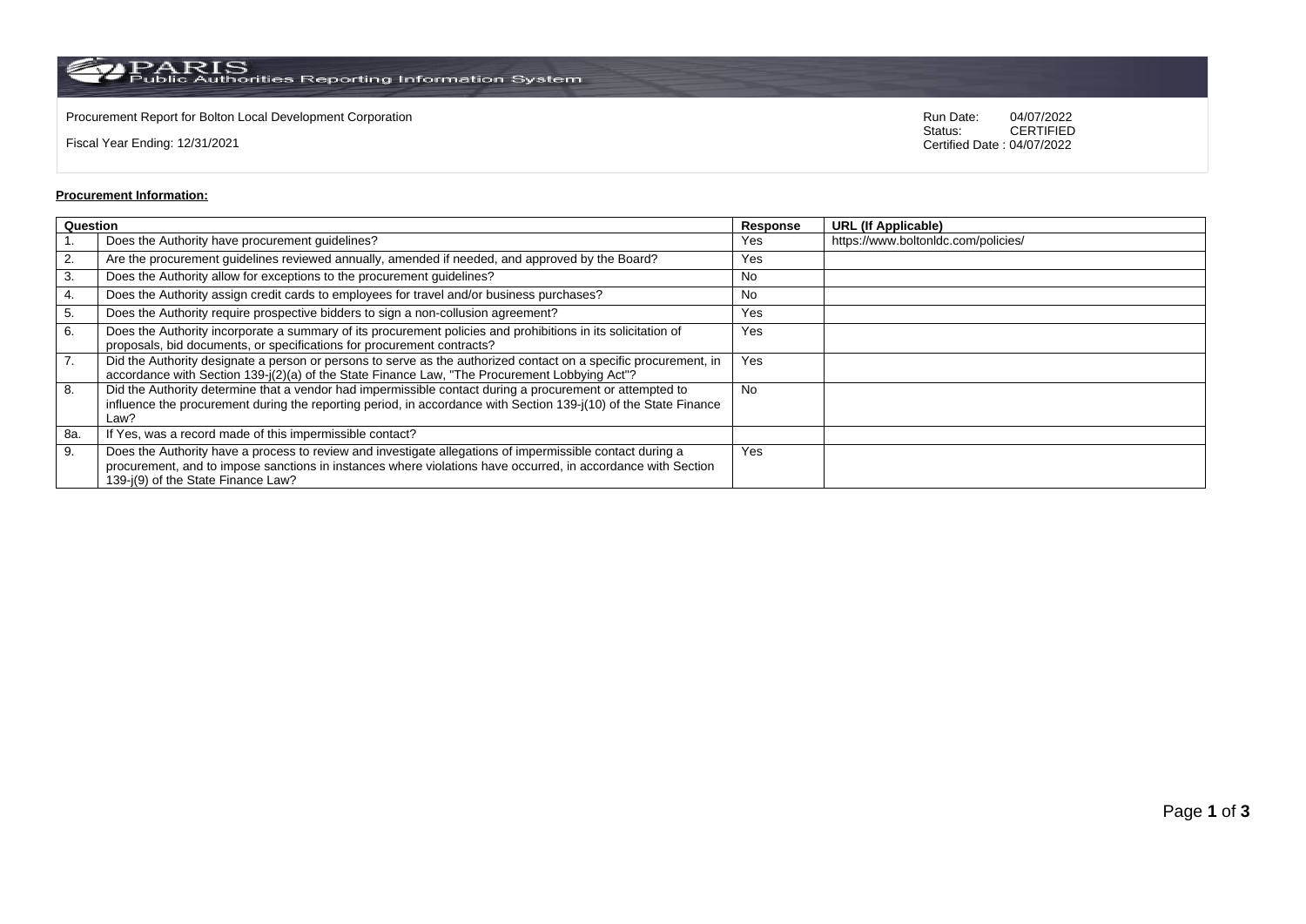Procurement Report for Bolton Local Development Corporation

Fiscal Year Ending: 12/31/2021

Run Date: 04/07/2022
Status: CERTIFIED
Certified Date : 04/07/2022

**Procurement Information:**

| Question | | Response | URL (If Applicable) |
|---|---|---|---|
| 1. | Does the Authority have procurement guidelines? | Yes | https://www.boltonldc.com/policies/ |
| 2. | Are the procurement guidelines reviewed annually, amended if needed, and approved by the Board? | Yes | |
| 3. | Does the Authority allow for exceptions to the procurement guidelines? | No | |
| 4. | Does the Authority assign credit cards to employees for travel and/or business purchases? | No | |
| 5. | Does the Authority require prospective bidders to sign a non-collusion agreement? | Yes | |
| 6. | Does the Authority incorporate a summary of its procurement policies and prohibitions in its solicitation of proposals, bid documents, or specifications for procurement contracts? | Yes | |
| 7. | Did the Authority designate a person or persons to serve as the authorized contact on a specific procurement, in accordance with Section 139-j(2)(a) of the State Finance Law, "The Procurement Lobbying Act"? | Yes | |
| 8. | Did the Authority determine that a vendor had impermissible contact during a procurement or attempted to influence the procurement during the reporting period, in accordance with Section 139-j(10) of the State Finance Law? | No | |
| 8a. | If Yes, was a record made of this impermissible contact? | | |
| 9. | Does the Authority have a process to review and investigate allegations of impermissible contact during a procurement, and to impose sanctions in instances where violations have occurred, in accordance with Section 139-j(9) of the State Finance Law? | Yes | |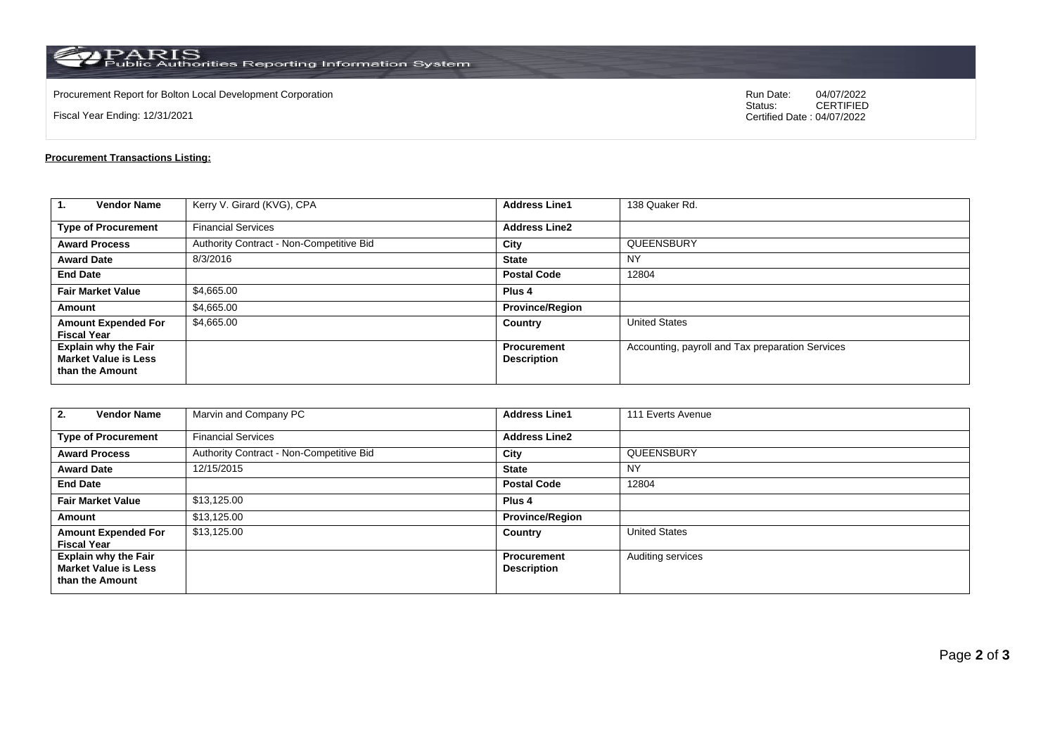PARIS Public Authorities Reporting Information System

Procurement Report for Bolton Local Development Corporation

Fiscal Year Ending: 12/31/2021

Run Date: 04/07/2022
Status: CERTIFIED
Certified Date : 04/07/2022

**Procurement Transactions Listing:**

| **1. Vendor Name** | Kerry V. Girard (KVG), CPA | **Address Line1** | 138 Quaker Rd. |
|---|---|---|---|
| **Type of Procurement** | Financial Services | **Address Line2** | |
| **Award Process** | Authority Contract - Non-Competitive Bid | **City** | QUEENSBURY |
| **Award Date** | 8/3/2016 | **State** | NY |
| **End Date** | | **Postal Code** | 12804 |
| **Fair Market Value** | $4,665.00 | **Plus 4** | |
| **Amount** | $4,665.00 | **Province/Region** | |
| **Amount Expended For Fiscal Year** | $4,665.00 | **Country** | United States |
| **Explain why the Fair Market Value is Less than the Amount** | | **Procurement Description** | Accounting, payroll and Tax preparation Services |

| **2. Vendor Name** | Marvin and Company PC | **Address Line1** | 111 Everts Avenue |
|---|---|---|---|
| **Type of Procurement** | Financial Services | **Address Line2** | |
| **Award Process** | Authority Contract - Non-Competitive Bid | **City** | QUEENSBURY |
| **Award Date** | 12/15/2015 | **State** | NY |
| **End Date** | | **Postal Code** | 12804 |
| **Fair Market Value** | $13,125.00 | **Plus 4** | |
| **Amount** | $13,125.00 | **Province/Region** | |
| **Amount Expended For Fiscal Year** | $13,125.00 | **Country** | United States |
| **Explain why the Fair Market Value is Less than the Amount** | | **Procurement Description** | Auditing services |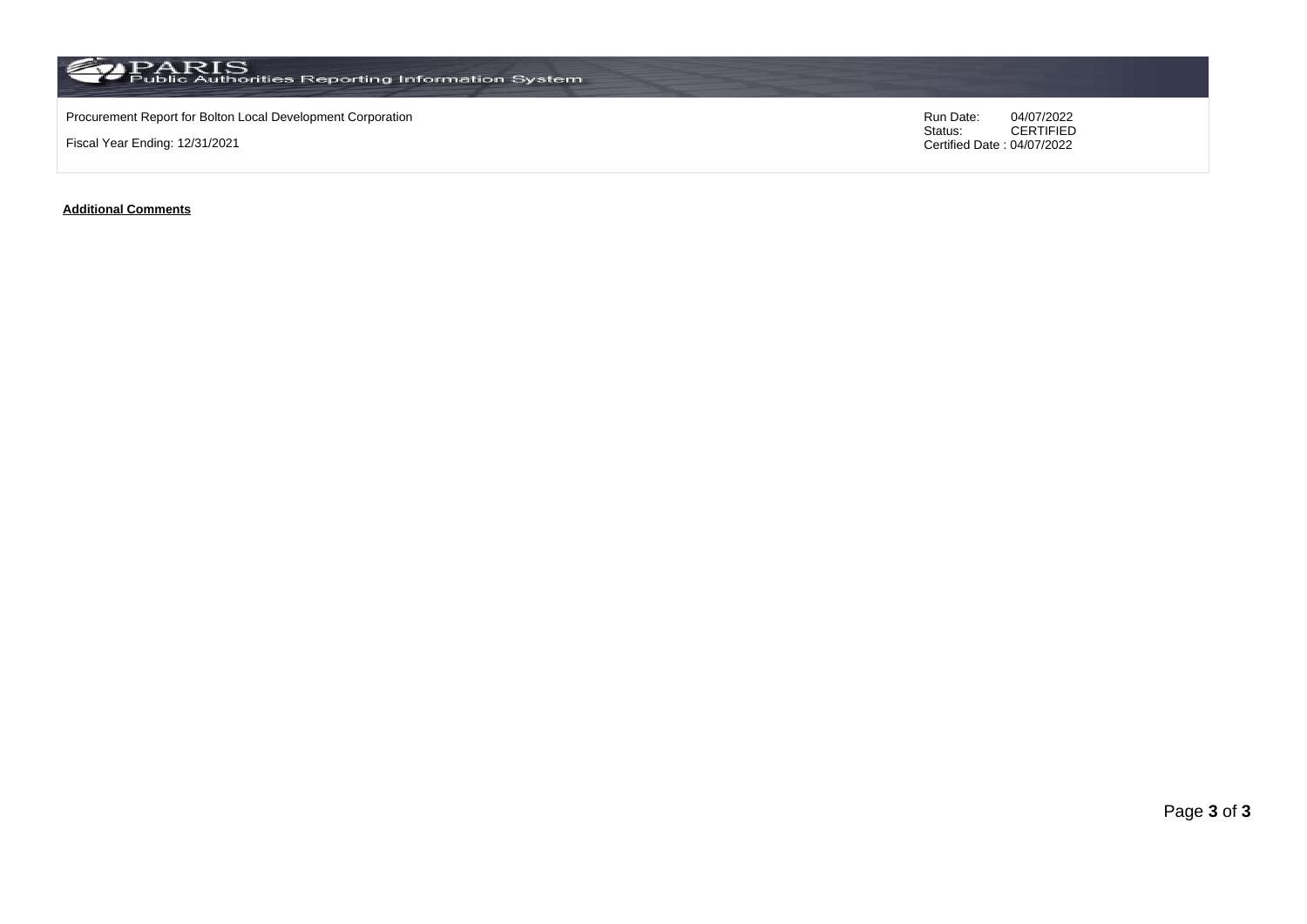# PARIS Public Authorities Reporting Information System

Procurement Report for Bolton Local Development Corporation

Fiscal Year Ending: 12/31/2021

Run Date: 04/07/2022
Status: CERTIFIED
Certified Date : 04/07/2022

**Additional Comments**